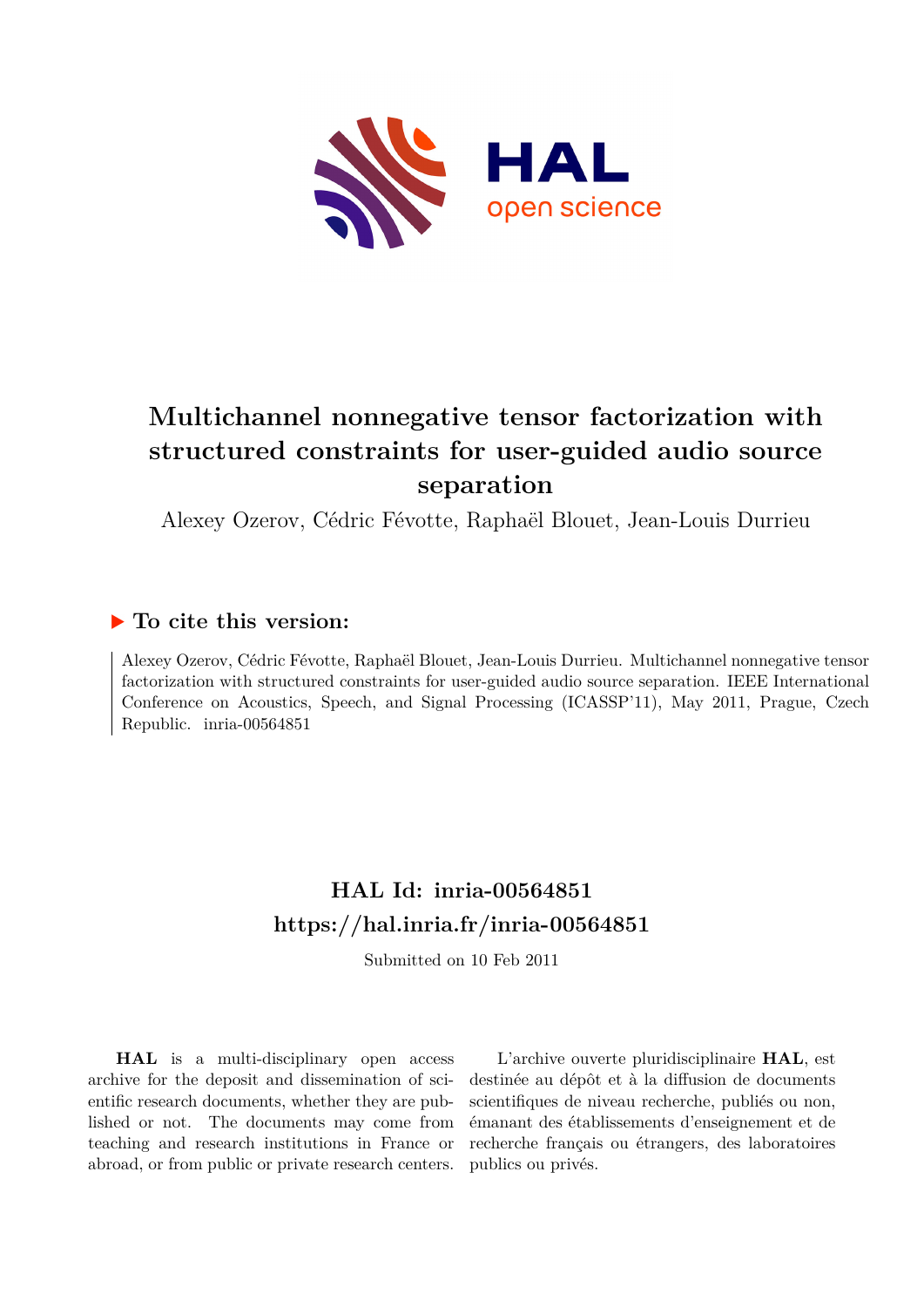# Multichannel nonnegative tensor factorization with structured constraints for user-guided audio source separation

Alexey Ozerov, Cédric Févotte, Raphaël Blouet, Jean-Louis Durrieu

## ▶ To cite this version:

Alexey Ozerov, Cédric Févotte, Raphaël Blouet, Jean-Louis Durrieu. Multichannel nonnegative tensor factorization with structured constraints for user-guided audio source separation. IEEE International Conference on Acoustics, Speech, and Signal Processing (ICASSP'11), May 2011, Prague, Czech Republic. inria-00564851

## HAL Id: inria-00564851
## https://hal.inria.fr/inria-00564851

Submitted on 10 Feb 2011

**HAL** is a multi-disciplinary open access archive for the deposit and dissemination of scientific research documents, whether they are published or not. The documents may come from teaching and research institutions in France or abroad, or from public or private research centers.

L'archive ouverte pluridisciplinaire **HAL**, est destinée au dépôt et à la diffusion de documents scientifiques de niveau recherche, publiés ou non, émanant des établissements d'enseignement et de recherche français ou étrangers, des laboratoires publics ou privés.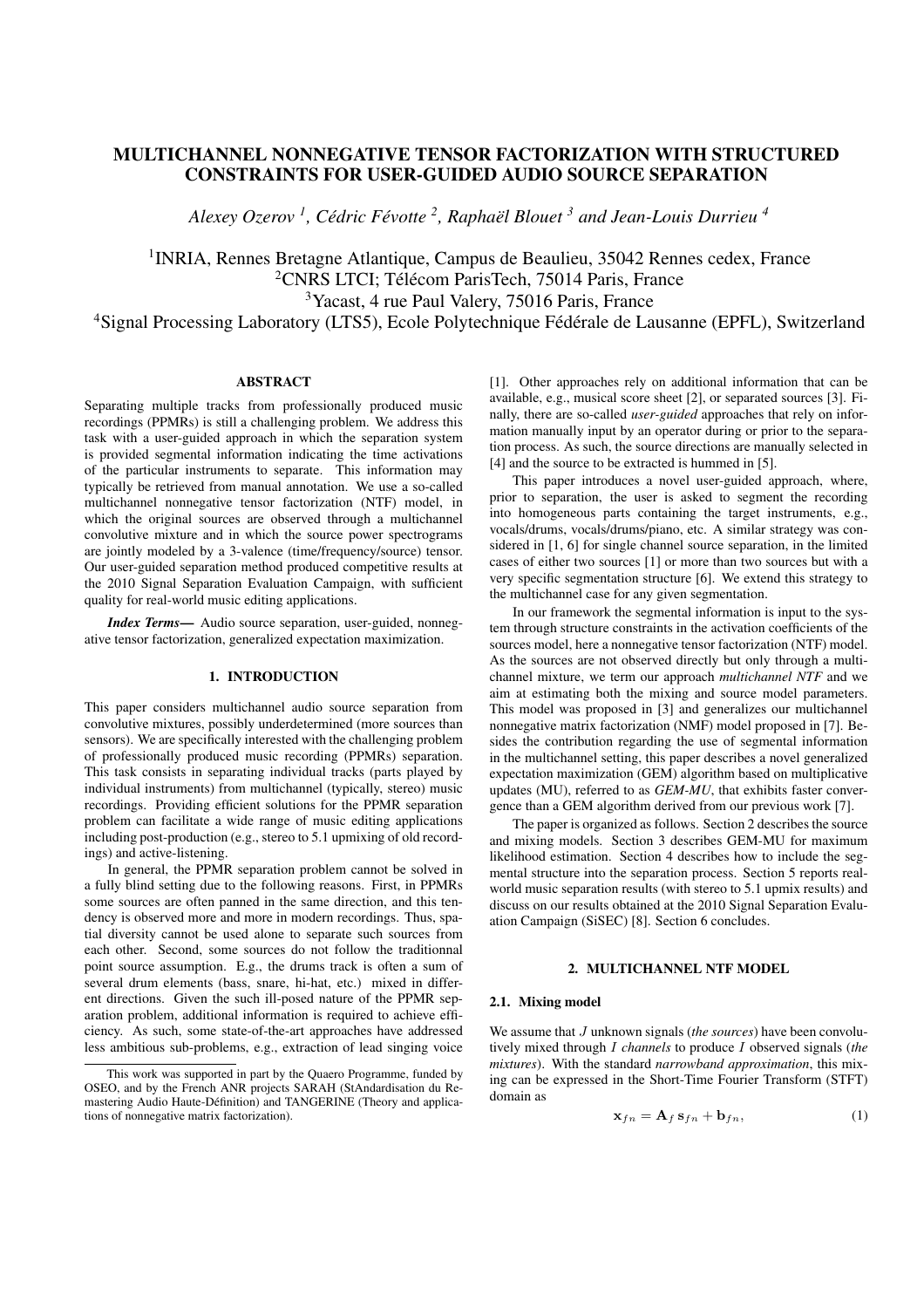# MULTICHANNEL NONNEGATIVE TENSOR FACTORIZATION WITH STRUCTURED CONSTRAINTS FOR USER-GUIDED AUDIO SOURCE SEPARATION

*Alexey Ozerov [1], Cédric Févotte [2], Raphaël Blouet [3] and Jean-Louis Durrieu [4]*

[1]INRIA, Rennes Bretagne Atlantique, Campus de Beaulieu, 35042 Rennes cedex, France
[2]CNRS LTCI; Télécom ParisTech, 75014 Paris, France
[3]Yacast, 4 rue Paul Valery, 75016 Paris, France
[4]Signal Processing Laboratory (LTS5), Ecole Polytechnique Fédérale de Lausanne (EPFL), Switzerland

## ABSTRACT

Separating multiple tracks from professionally produced music recordings (PPMRs) is still a challenging problem. We address this task with a user-guided approach in which the separation system is provided segmental information indicating the time activations of the particular instruments to separate. This information may typically be retrieved from manual annotation. We use a so-called multichannel nonnegative tensor factorization (NTF) model, in which the original sources are observed through a multichannel convolutive mixture and in which the source power spectrograms are jointly modeled by a 3-valence (time/frequency/source) tensor. Our user-guided separation method produced competitive results at the 2010 Signal Separation Evaluation Campaign, with sufficient quality for real-world music editing applications.

***Index Terms***— Audio source separation, user-guided, nonnegative tensor factorization, generalized expectation maximization.

## 1. INTRODUCTION

This paper considers multichannel audio source separation from convolutive mixtures, possibly underdetermined (more sources than sensors). We are specifically interested with the challenging problem of professionally produced music recording (PPMRs) separation. This task consists in separating individual tracks (parts played by individual instruments) from multichannel (typically, stereo) music recordings. Providing efficient solutions for the PPMR separation problem can facilitate a wide range of music editing applications including post-production (e.g., stereo to 5.1 upmixing of old recordings) and active-listening.

In general, the PPMR separation problem cannot be solved in a fully blind setting due to the following reasons. First, in PPMRs some sources are often panned in the same direction, and this tendency is observed more and more in modern recordings. Thus, spatial diversity cannot be used alone to separate such sources from each other. Second, some sources do not follow the traditionnal point source assumption. E.g., the drums track is often a sum of several drum elements (bass, snare, hi-hat, etc.) mixed in different directions. Given the such ill-posed nature of the PPMR separation problem, additional information is required to achieve efficiency. As such, some state-of-the-art approaches have addressed less ambitious sub-problems, e.g., extraction of lead singing voice [1]. Other approaches rely on additional information that can be available, e.g., musical score sheet [2], or separated sources [3]. Finally, there are so-called *user-guided* approaches that rely on information manually input by an operator during or prior to the separation process. As such, the source directions are manually selected in [4] and the source to be extracted is hummed in [5].

This paper introduces a novel user-guided approach, where, prior to separation, the user is asked to segment the recording into homogeneous parts containing the target instruments, e.g., vocals/drums, vocals/drums/piano, etc. A similar strategy was considered in [1, 6] for single channel source separation, in the limited cases of either two sources [1] or more than two sources but with a very specific segmentation structure [6]. We extend this strategy to the multichannel case for any given segmentation.

In our framework the segmental information is input to the system through structure constraints in the activation coefficients of the sources model, here a nonnegative tensor factorization (NTF) model. As the sources are not observed directly but only through a multichannel mixture, we term our approach *multichannel NTF* and we aim at estimating both the mixing and source model parameters. This model was proposed in [3] and generalizes our multichannel nonnegative matrix factorization (NMF) model proposed in [7]. Besides the contribution regarding the use of segmental information in the multichannel setting, this paper describes a novel generalized expectation maximization (GEM) algorithm based on multiplicative updates (MU), referred to as *GEM-MU*, that exhibits faster convergence than a GEM algorithm derived from our previous work [7].

The paper is organized as follows. Section 2 describes the source and mixing models. Section 3 describes GEM-MU for maximum likelihood estimation. Section 4 describes how to include the segmental structure into the separation process. Section 5 reports real-world music separation results (with stereo to 5.1 upmix results) and discuss on our results obtained at the 2010 Signal Separation Evaluation Campaign (SiSEC) [8]. Section 6 concludes.

## 2. MULTICHANNEL NTF MODEL

### 2.1. Mixing model

We assume that $J$ unknown signals (*the sources*) have been convolutively mixed through $I$ *channels* to produce $I$ observed signals (*the mixtures*). With the standard *narrowband approximation*, this mixing can be expressed in the Short-Time Fourier Transform (STFT) domain as

$$\mathbf{x}_{fn} = \mathbf{A}_f \, \mathbf{s}_{fn} + \mathbf{b}_{fn}, \tag{1}$$

This work was supported in part by the Quaero Programme, funded by OSEO, and by the French ANR projects SARAH (StAndardisation du Remastering Audio Haute-Définition) and TANGERINE (Theory and applications of nonnegative matrix factorization).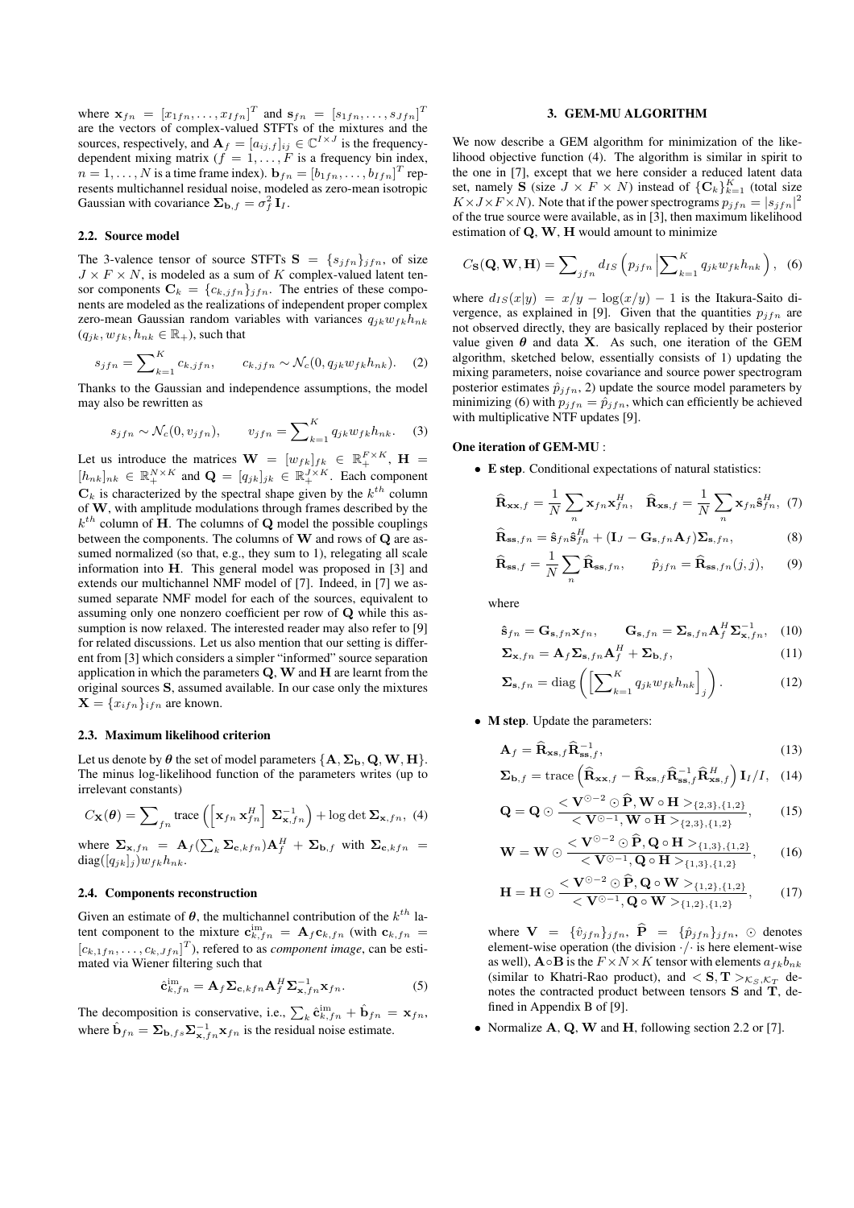where $\mathbf{x}_{fn} = [x_{1fn}, \ldots, x_{Ifn}]^T$ and $\mathbf{s}_{fn} = [s_{1fn}, \ldots, s_{Jfn}]^T$ are the vectors of complex-valued STFTs of the mixtures and the sources, respectively, and $\mathbf{A}_f = [a_{ij,f}]_{ij} \in \mathbb{C}^{I\times J}$ is the frequency-dependent mixing matrix ($f = 1, \ldots, F$ is a frequency bin index, $n = 1, \ldots, N$ is a time frame index). $\mathbf{b}_{fn} = [b_{1fn}, \ldots, b_{Ifn}]^T$ represents multichannel residual noise, modeled as zero-mean isotropic Gaussian with covariance $\mathbf{\Sigma}_{\mathbf{b},f} = \sigma_f^2 \mathbf{I}_I$.

### 2.2. Source model

The 3-valence tensor of source STFTs $\mathbf{S} = \{s_{jfn}\}_{jfn}$, of size $J \times F \times N$, is modeled as a sum of $K$ complex-valued latent tensor components $\mathbf{C}_k = \{c_{k,jfn}\}_{jfn}$. The entries of these components are modeled as the realizations of independent proper complex zero-mean Gaussian random variables with variances $q_{jk}w_{fk}h_{nk}$ ($q_{jk}, w_{fk}, h_{nk} \in \mathbb{R}_+$), such that

$$s_{jfn} = \sum\nolimits_{k=1}^{K} c_{k,jfn}, \qquad c_{k,jfn} \sim \mathcal{N}_c(0, q_{jk}w_{fk}h_{nk}). \quad (2)$$

Thanks to the Gaussian and independence assumptions, the model may also be rewritten as

$$s_{jfn} \sim \mathcal{N}_c(0, v_{jfn}), \qquad v_{jfn} = \sum\nolimits_{k=1}^{K} q_{jk}w_{fk}h_{nk}. \quad (3)$$

Let us introduce the matrices $\mathbf{W} = [w_{fk}]_{fk} \in \mathbb{R}_+^{F\times K}$, $\mathbf{H} = [h_{nk}]_{nk} \in \mathbb{R}_+^{N\times K}$ and $\mathbf{Q} = [q_{jk}]_{jk} \in \mathbb{R}_+^{J\times K}$. Each component $\mathbf{C}_k$ is characterized by the spectral shape given by the $k^{th}$ column of $\mathbf{W}$, with amplitude modulations through frames described by the $k^{th}$ column of $\mathbf{H}$. The columns of $\mathbf{Q}$ model the possible couplings between the components. The columns of $\mathbf{W}$ and rows of $\mathbf{Q}$ are assumed normalized (so that, e.g., they sum to 1), relegating all scale information into $\mathbf{H}$. This general model was proposed in [3] and extends our multichannel NMF model of [7]. Indeed, in [7] we assumed separate NMF model for each of the sources, equivalent to assuming only one nonzero coefficient per row of $\mathbf{Q}$ while this assumption is now relaxed. The interested reader may also refer to [9] for related discussions. Let us also mention that our setting is different from [3] which considers a simpler "informed" source separation application in which the parameters $\mathbf{Q}$, $\mathbf{W}$ and $\mathbf{H}$ are learnt from the original sources $\mathbf{S}$, assumed available. In our case only the mixtures $\mathbf{X} = \{x_{ifn}\}_{ifn}$ are known.

### 2.3. Maximum likelihood criterion

Let us denote by $\boldsymbol{\theta}$ the set of model parameters $\{\mathbf{A}, \mathbf{\Sigma}_\mathbf{b}, \mathbf{Q}, \mathbf{W}, \mathbf{H}\}$. The minus log-likelihood function of the parameters writes (up to irrelevant constants)

$$C_\mathbf{X}(\boldsymbol{\theta}) = \sum\nolimits_{fn} \text{trace}\left(\left[\mathbf{x}_{fn}\,\mathbf{x}_{fn}^H\right]\,\mathbf{\Sigma}_{\mathbf{x},fn}^{-1}\right) + \log\det \mathbf{\Sigma}_{\mathbf{x},fn}, \quad (4)$$

where $\mathbf{\Sigma}_{\mathbf{x},fn} = \mathbf{A}_f(\sum_k \mathbf{\Sigma}_{\mathbf{c},kfn})\mathbf{A}_f^H + \mathbf{\Sigma}_{\mathbf{b},f}$ with $\mathbf{\Sigma}_{\mathbf{c},kfn} = \text{diag}([q_{jk}]_j)w_{fk}h_{nk}$.

### 2.4. Components reconstruction

Given an estimate of $\boldsymbol{\theta}$, the multichannel contribution of the $k^{th}$ latent component to the mixture $\mathbf{c}_{k,fn}^{\text{im}} = \mathbf{A}_f\mathbf{c}_{k,fn}$ (with $\mathbf{c}_{k,fn} = [c_{k,1fn}, \ldots, c_{k,Jfn}]^T$), referred to as *component image*, can be estimated via Wiener filtering such that

$$\hat{\mathbf{c}}_{k,fn}^{\text{im}} = \mathbf{A}_f\mathbf{\Sigma}_{\mathbf{c},kfn}\mathbf{A}_f^H\mathbf{\Sigma}_{\mathbf{x},fn}^{-1}\mathbf{x}_{fn}. \quad (5)$$

The decomposition is conservative, i.e., $\sum_k \hat{\mathbf{c}}_{k,fn}^{\text{im}} + \hat{\mathbf{b}}_{fn} = \mathbf{x}_{fn}$, where $\hat{\mathbf{b}}_{fn} = \mathbf{\Sigma}_{\mathbf{b},fs}\mathbf{\Sigma}_{\mathbf{x},fn}^{-1}\mathbf{x}_{fn}$ is the residual noise estimate.

## 3. GEM-MU ALGORITHM

We now describe a GEM algorithm for minimization of the likelihood objective function (4). The algorithm is similar in spirit to the one in [7], except that we here consider a reduced latent data set, namely $\mathbf{S}$ (size $J \times F \times N$) instead of $\{\mathbf{C}_k\}_{k=1}^K$ (total size $K\times J\times F\times N$). Note that if the power spectrograms $p_{jfn} = |s_{jfn}|^2$ of the true source were available, as in [3], then maximum likelihood estimation of $\mathbf{Q}$, $\mathbf{W}$, $\mathbf{H}$ would amount to minimize

$$C_\mathbf{S}(\mathbf{Q}, \mathbf{W}, \mathbf{H}) = \sum\nolimits_{jfn} d_{IS}\left(p_{jfn}\left|\sum\nolimits_{k=1}^{K} q_{jk}w_{fk}h_{nk}\right.\right), \quad (6)$$

where $d_{IS}(x|y) = x/y - \log(x/y) - 1$ is the Itakura-Saito divergence, as explained in [9]. Given that the quantities $p_{jfn}$ are not observed directly, they are basically replaced by their posterior value given $\boldsymbol{\theta}$ and data $\mathbf{X}$. As such, one iteration of the GEM algorithm, sketched below, essentially consists of 1) updating the mixing parameters, noise covariance and source power spectrogram posterior estimates $\hat{p}_{jfn}$, 2) update the source model parameters by minimizing (6) with $p_{jfn} = \hat{p}_{jfn}$, which can efficiently be achieved with multiplicative NTF updates [9].

**One iteration of GEM-MU** :

- **E step**. Conditional expectations of natural statistics:

$$\widehat{\mathbf{R}}_{\mathbf{xx},f} = \frac{1}{N}\sum_n \mathbf{x}_{fn}\mathbf{x}_{fn}^H, \quad \widehat{\mathbf{R}}_{\mathbf{xs},f} = \frac{1}{N}\sum_n \mathbf{x}_{fn}\hat{\mathbf{s}}_{fn}^H, \quad (7)$$

$$\widehat{\mathbf{R}}_{\mathbf{ss},fn} = \hat{\mathbf{s}}_{fn}\hat{\mathbf{s}}_{fn}^H + (\mathbf{I}_J - \mathbf{G}_{\mathbf{s},fn}\mathbf{A}_f)\mathbf{\Sigma}_{\mathbf{s},fn}, \quad (8)$$

$$\widehat{\mathbf{R}}_{\mathbf{ss},f} = \frac{1}{N}\sum_n \widehat{\mathbf{R}}_{\mathbf{ss},fn}, \qquad \hat{p}_{jfn} = \widehat{\mathbf{R}}_{\mathbf{ss},fn}(j,j), \quad (9)$$

  where

$$\hat{\mathbf{s}}_{fn} = \mathbf{G}_{\mathbf{s},fn}\mathbf{x}_{fn}, \qquad \mathbf{G}_{\mathbf{s},fn} = \mathbf{\Sigma}_{\mathbf{s},fn}\mathbf{A}_f^H\mathbf{\Sigma}_{\mathbf{x},fn}^{-1}, \quad (10)$$

$$\mathbf{\Sigma}_{\mathbf{x},fn} = \mathbf{A}_f\mathbf{\Sigma}_{\mathbf{s},fn}\mathbf{A}_f^H + \mathbf{\Sigma}_{\mathbf{b},f}, \quad (11)$$

$$\mathbf{\Sigma}_{\mathbf{s},fn} = \text{diag}\left(\left[\sum\nolimits_{k=1}^{K} q_{jk}w_{fk}h_{nk}\right]_j\right). \quad (12)$$

- **M step**. Update the parameters:

$$\mathbf{A}_f = \widehat{\mathbf{R}}_{\mathbf{xs},f}\widehat{\mathbf{R}}_{\mathbf{ss},f}^{-1}, \quad (13)$$

$$\mathbf{\Sigma}_{\mathbf{b},f} = \text{trace}\left(\widehat{\mathbf{R}}_{\mathbf{xx},f} - \widehat{\mathbf{R}}_{\mathbf{xs},f}\widehat{\mathbf{R}}_{\mathbf{ss},f}^{-1}\widehat{\mathbf{R}}_{\mathbf{xs},f}^H\right)\mathbf{I}_I/I, \quad (14)$$

$$\mathbf{Q} = \mathbf{Q} \odot \frac{<\mathbf{V}^{\odot-2} \odot \widehat{\mathbf{P}}, \mathbf{W} \circ \mathbf{H}>_{\{2,3\},\{1,2\}}}{<\mathbf{V}^{\odot-1}, \mathbf{W} \circ \mathbf{H}>_{\{2,3\},\{1,2\}}}, \quad (15)$$

$$\mathbf{W} = \mathbf{W} \odot \frac{<\mathbf{V}^{\odot-2} \odot \widehat{\mathbf{P}}, \mathbf{Q} \circ \mathbf{H}>_{\{1,3\},\{1,2\}}}{<\mathbf{V}^{\odot-1}, \mathbf{Q} \circ \mathbf{H}>_{\{1,3\},\{1,2\}}}, \quad (16)$$

$$\mathbf{H} = \mathbf{H} \odot \frac{<\mathbf{V}^{\odot-2} \odot \widehat{\mathbf{P}}, \mathbf{Q} \circ \mathbf{W}>_{\{1,2\},\{1,2\}}}{<\mathbf{V}^{\odot-1}, \mathbf{Q} \circ \mathbf{W}>_{\{1,2\},\{1,2\}}}, \quad (17)$$

  where $\mathbf{V} = \{\hat{v}_{jfn}\}_{jfn}$, $\widehat{\mathbf{P}} = \{\hat{p}_{jfn}\}_{jfn}$, $\odot$ denotes element-wise operation (the division $\cdot/\cdot$ is here element-wise as well), $\mathbf{A}\circ\mathbf{B}$ is the $F\times N\times K$ tensor with elements $a_{fk}b_{nk}$ (similar to Khatri-Rao product), and $<\mathbf{S}, \mathbf{T}>_{\mathcal{K}_S,\mathcal{K}_T}$ denotes the contracted product between tensors $\mathbf{S}$ and $\mathbf{T}$, defined in Appendix B of [9].

- Normalize $\mathbf{A}$, $\mathbf{Q}$, $\mathbf{W}$ and $\mathbf{H}$, following section 2.2 or [7].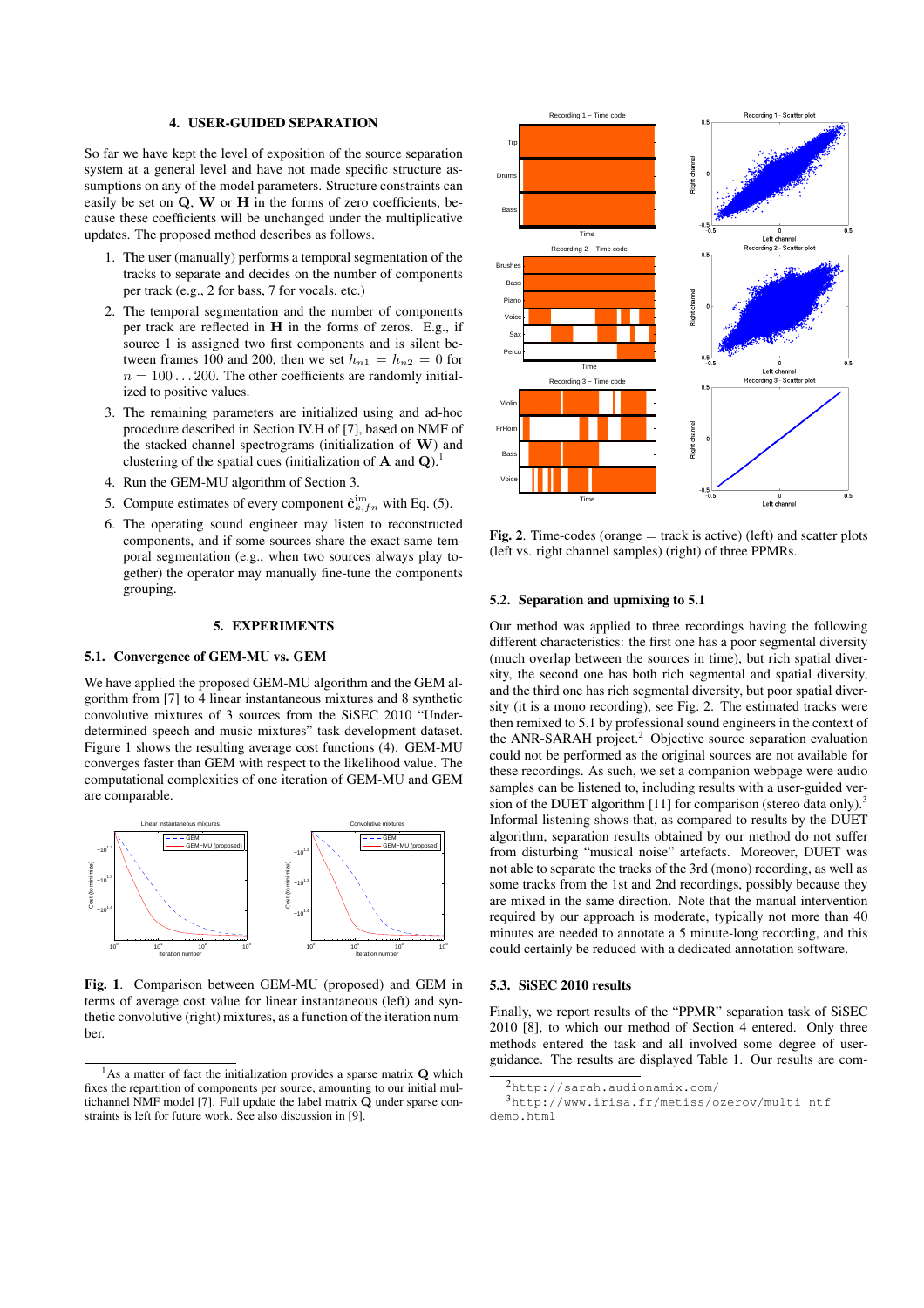## 4. USER-GUIDED SEPARATION

So far we have kept the level of exposition of the source separation system at a general level and have not made specific structure assumptions on any of the model parameters. Structure constraints can easily be set on $\mathbf{Q}$, $\mathbf{W}$ or $\mathbf{H}$ in the forms of zero coefficients, because these coefficients will be unchanged under the multiplicative updates. The proposed method describes as follows.

1. The user (manually) performs a temporal segmentation of the tracks to separate and decides on the number of components per track (e.g., 2 for bass, 7 for vocals, etc.)
2. The temporal segmentation and the number of components per track are reflected in $\mathbf{H}$ in the forms of zeros. E.g., if source 1 is assigned two first components and is silent between frames 100 and 200, then we set $h_{n1} = h_{n2} = 0$ for $n = 100 \ldots 200$. The other coefficients are randomly initialized to positive values.
3. The remaining parameters are initialized using and ad-hoc procedure described in Section IV.H of [7], based on NMF of the stacked channel spectrograms (initialization of $\mathbf{W}$) and clustering of the spatial cues (initialization of $\mathbf{A}$ and $\mathbf{Q}$).[1]
4. Run the GEM-MU algorithm of Section 3.
5. Compute estimates of every component $\hat{\mathbf{c}}^{\text{im}}_{k,fn}$ with Eq. (5).
6. The operating sound engineer may listen to reconstructed components, and if some sources share the exact same temporal segmentation (e.g., when two sources always play together) the operator may manually fine-tune the components grouping.

## 5. EXPERIMENTS

### 5.1. Convergence of GEM-MU vs. GEM

We have applied the proposed GEM-MU algorithm and the GEM algorithm from [7] to 4 linear instantaneous mixtures and 8 synthetic convolutive mixtures of 3 sources from the SiSEC 2010 "Underdetermined speech and music mixtures" task development dataset. Figure 1 shows the resulting average cost functions (4). GEM-MU converges faster than GEM with respect to the likelihood value. The computational complexities of one iteration of GEM-MU and GEM are comparable.

**Fig. 1**. Comparison between GEM-MU (proposed) and GEM in terms of average cost value for linear instantaneous (left) and synthetic convolutive (right) mixtures, as a function of the iteration number.

**Fig. 2**. Time-codes (orange = track is active) (left) and scatter plots (left vs. right channel samples) (right) of three PPMRs.

### 5.2. Separation and upmixing to 5.1

Our method was applied to three recordings having the following different characteristics: the first one has a poor segmental diversity (much overlap between the sources in time), but rich spatial diversity, the second one has both rich segmental and spatial diversity, and the third one has rich segmental diversity, but poor spatial diversity (it is a mono recording), see Fig. 2. The estimated tracks were then remixed to 5.1 by professional sound engineers in the context of the ANR-SARAH project.[2] Objective source separation evaluation could not be performed as the original sources are not available for these recordings. As such, we set a companion webpage were audio samples can be listened to, including results with a user-guided version of the DUET algorithm [11] for comparison (stereo data only).[3] Informal listening shows that, as compared to results by the DUET algorithm, separation results obtained by our method do not suffer from disturbing "musical noise" artefacts. Moreover, DUET was not able to separate the tracks of the 3rd (mono) recording, as well as some tracks from the 1st and 2nd recordings, possibly because they are mixed in the same direction. Note that the manual intervention required by our approach is moderate, typically not more than 40 minutes are needed to annotate a 5 minute-long recording, and this could certainly be reduced with a dedicated annotation software.

### 5.3. SiSEC 2010 results

Finally, we report results of the "PPMR" separation task of SiSEC 2010 [8], to which our method of Section 4 entered. Only three methods entered the task and all involved some degree of user-guidance. The results are displayed Table 1. Our results are com-

---

[1] As a matter of fact the initialization provides a sparse matrix $\mathbf{Q}$ which fixes the repartition of components per source, amounting to our initial multichannel NMF model [7]. Full update the label matrix $\mathbf{Q}$ under sparse constraints is left for future work. See also discussion in [9].

[2] http://sarah.audionamix.com/

[3] http://www.irisa.fr/metiss/ozerov/multi_ntf_demo.html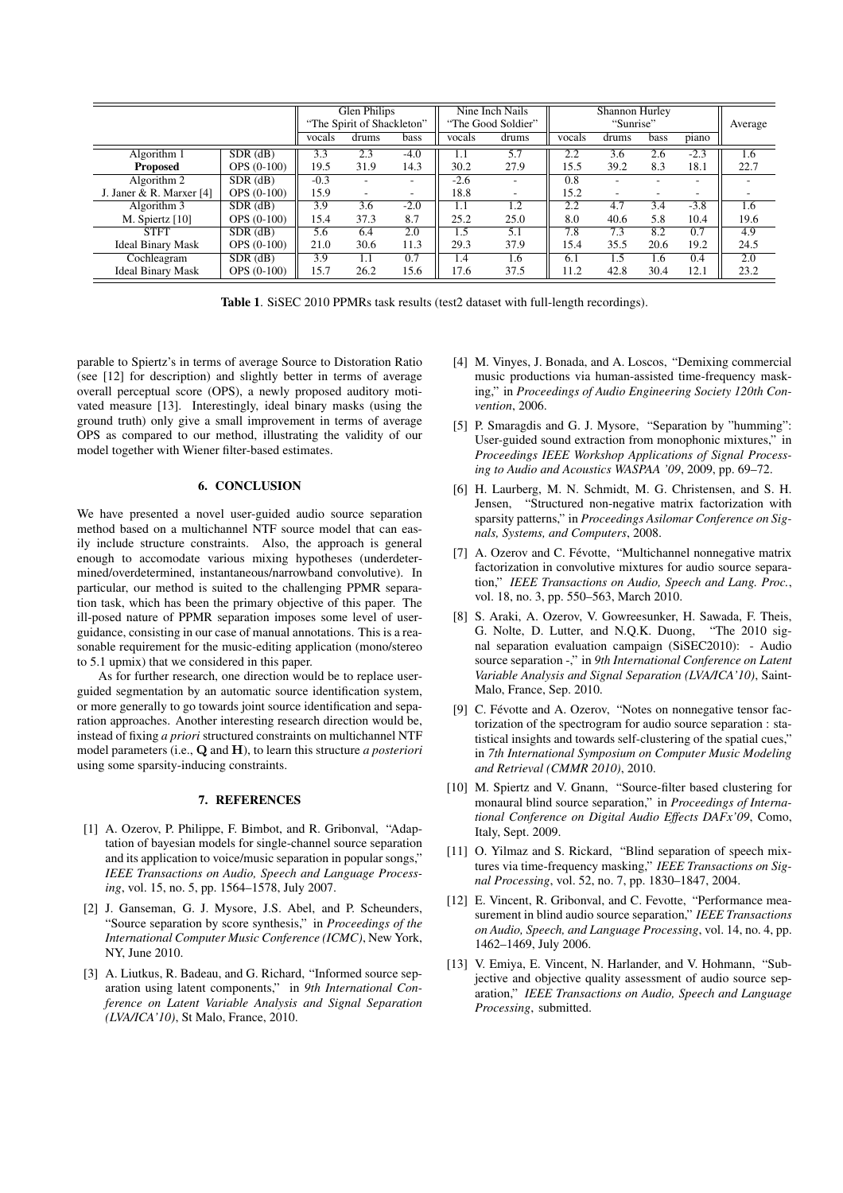| | | Glen Philips "The Spirit of Shackleton" | | | Nine Inch Nails "The Good Soldier" | | Shannon Hurley "Sunrise" | | | | Average |
|---|---|---|---|---|---|---|---|---|---|---|---|
| | | vocals | drums | bass | vocals | drums | vocals | drums | bass | piano | |
| Algorithm 1 | SDR (dB) | 3.3 | 2.3 | -4.0 | 1.1 | 5.7 | 2.2 | 3.6 | 2.6 | -2.3 | 1.6 |
| **Proposed** | OPS (0-100) | 19.5 | 31.9 | 14.3 | 30.2 | 27.9 | 15.5 | 39.2 | 8.3 | 18.1 | 22.7 |
| Algorithm 2 | SDR (dB) | -0.3 | - | - | -2.6 | - | 0.8 | - | - | - | - |
| J. Janer & R. Marxer [4] | OPS (0-100) | 15.9 | - | - | 18.8 | - | 15.2 | - | - | - | - |
| Algorithm 3 | SDR (dB) | 3.9 | 3.6 | -2.0 | 1.1 | 1.2 | 2.2 | 4.7 | 3.4 | -3.8 | 1.6 |
| M. Spiertz [10] | OPS (0-100) | 15.4 | 37.3 | 8.7 | 25.2 | 25.0 | 8.0 | 40.6 | 5.8 | 10.4 | 19.6 |
| STFT | SDR (dB) | 5.6 | 6.4 | 2.0 | 1.5 | 5.1 | 7.8 | 7.3 | 8.2 | 0.7 | 4.9 |
| Ideal Binary Mask | OPS (0-100) | 21.0 | 30.6 | 11.3 | 29.3 | 37.9 | 15.4 | 35.5 | 20.6 | 19.2 | 24.5 |
| Cochleagram | SDR (dB) | 3.9 | 1.1 | 0.7 | 1.4 | 1.6 | 6.1 | 1.5 | 1.6 | 0.4 | 2.0 |
| Ideal Binary Mask | OPS (0-100) | 15.7 | 26.2 | 15.6 | 17.6 | 37.5 | 11.2 | 42.8 | 30.4 | 12.1 | 23.2 |

**Table 1**. SiSEC 2010 PPMRs task results (test2 dataset with full-length recordings).

parable to Spiertz's in terms of average Source to Distoration Ratio (see [12] for description) and slightly better in terms of average overall perceptual score (OPS), a newly proposed auditory motivated measure [13]. Interestingly, ideal binary masks (using the ground truth) only give a small improvement in terms of average OPS as compared to our method, illustrating the validity of our model together with Wiener filter-based estimates.

## 6. CONCLUSION

We have presented a novel user-guided audio source separation method based on a multichannel NTF source model that can easily include structure constraints. Also, the approach is general enough to accomodate various mixing hypotheses (underdetermined/overdetermined, instantaneous/narrowband convolutive). In particular, our method is suited to the challenging PPMR separation task, which has been the primary objective of this paper. The ill-posed nature of PPMR separation imposes some level of user-guidance, consisting in our case of manual annotations. This is a reasonable requirement for the music-editing application (mono/stereo to 5.1 upmix) that we considered in this paper.

As for further research, one direction would be to replace user-guided segmentation by an automatic source identification system, or more generally to go towards joint source identification and separation approaches. Another interesting research direction would be, instead of fixing *a priori* structured constraints on multichannel NTF model parameters (i.e., $\mathbf{Q}$ and $\mathbf{H}$), to learn this structure *a posteriori* using some sparsity-inducing constraints.

## 7. REFERENCES

[1] A. Ozerov, P. Philippe, F. Bimbot, and R. Gribonval, "Adaptation of bayesian models for single-channel source separation and its application to voice/music separation in popular songs," *IEEE Transactions on Audio, Speech and Language Processing*, vol. 15, no. 5, pp. 1564–1578, July 2007.

[2] J. Ganseman, G. J. Mysore, J.S. Abel, and P. Scheunders, "Source separation by score synthesis," in *Proceedings of the International Computer Music Conference (ICMC)*, New York, NY, June 2010.

[3] A. Liutkus, R. Badeau, and G. Richard, "Informed source separation using latent components," in *9th International Conference on Latent Variable Analysis and Signal Separation (LVA/ICA'10)*, St Malo, France, 2010.

[4] M. Vinyes, J. Bonada, and A. Loscos, "Demixing commercial music productions via human-assisted time-frequency masking," in *Proceedings of Audio Engineering Society 120th Convention*, 2006.

[5] P. Smaragdis and G. J. Mysore, "Separation by "humming": User-guided sound extraction from monophonic mixtures," in *Proceedings IEEE Workshop Applications of Signal Processing to Audio and Acoustics WASPAA '09*, 2009, pp. 69–72.

[6] H. Laurberg, M. N. Schmidt, M. G. Christensen, and S. H. Jensen, "Structured non-negative matrix factorization with sparsity patterns," in *Proceedings Asilomar Conference on Signals, Systems, and Computers*, 2008.

[7] A. Ozerov and C. Févotte, "Multichannel nonnegative matrix factorization in convolutive mixtures for audio source separation," *IEEE Transactions on Audio, Speech and Lang. Proc.*, vol. 18, no. 3, pp. 550–563, March 2010.

[8] S. Araki, A. Ozerov, V. Gowreesunker, H. Sawada, F. Theis, G. Nolte, D. Lutter, and N.Q.K. Duong, "The 2010 signal separation evaluation campaign (SiSEC2010): - Audio source separation -," in *9th International Conference on Latent Variable Analysis and Signal Separation (LVA/ICA'10)*, Saint-Malo, France, Sep. 2010.

[9] C. Févotte and A. Ozerov, "Notes on nonnegative tensor factorization of the spectrogram for audio source separation : statistical insights and towards self-clustering of the spatial cues," in *7th International Symposium on Computer Music Modeling and Retrieval (CMMR 2010)*, 2010.

[10] M. Spiertz and V. Gnann, "Source-filter based clustering for monaural blind source separation," in *Proceedings of International Conference on Digital Audio Effects DAFx'09*, Como, Italy, Sept. 2009.

[11] O. Yilmaz and S. Rickard, "Blind separation of speech mixtures via time-frequency masking," *IEEE Transactions on Signal Processing*, vol. 52, no. 7, pp. 1830–1847, 2004.

[12] E. Vincent, R. Gribonval, and C. Fevotte, "Performance measurement in blind audio source separation," *IEEE Transactions on Audio, Speech, and Language Processing*, vol. 14, no. 4, pp. 1462–1469, July 2006.

[13] V. Emiya, E. Vincent, N. Harlander, and V. Hohmann, "Subjective and objective quality assessment of audio source separation," *IEEE Transactions on Audio, Speech and Language Processing*, submitted.